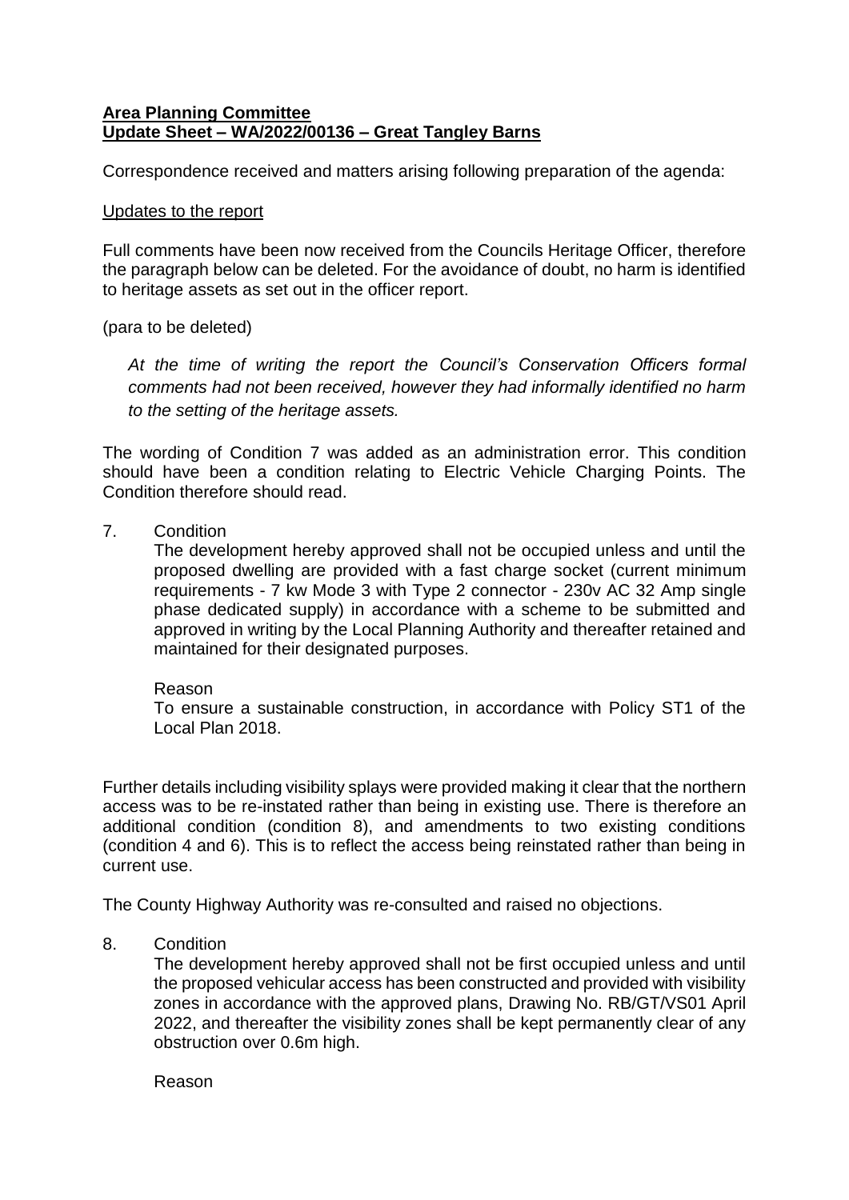**Area Planning Committee**
**Update Sheet – WA/2022/00136 – Great Tangley Barns**

Correspondence received and matters arising following preparation of the agenda:

Updates to the report

Full comments have been now received from the Councils Heritage Officer, therefore the paragraph below can be deleted. For the avoidance of doubt, no harm is identified to heritage assets as set out in the officer report.

(para to be deleted)

> *At the time of writing the report the Council's Conservation Officers formal comments had not been received, however they had informally identified no harm to the setting of the heritage assets.*

The wording of Condition 7 was added as an administration error. This condition should have been a condition relating to Electric Vehicle Charging Points. The Condition therefore should read.

7. Condition

   The development hereby approved shall not be occupied unless and until the proposed dwelling are provided with a fast charge socket (current minimum requirements - 7 kw Mode 3 with Type 2 connector - 230v AC 32 Amp single phase dedicated supply) in accordance with a scheme to be submitted and approved in writing by the Local Planning Authority and thereafter retained and maintained for their designated purposes.

   Reason

   To ensure a sustainable construction, in accordance with Policy ST1 of the Local Plan 2018.

Further details including visibility splays were provided making it clear that the northern access was to be re-instated rather than being in existing use. There is therefore an additional condition (condition 8), and amendments to two existing conditions (condition 4 and 6). This is to reflect the access being reinstated rather than being in current use.

The County Highway Authority was re-consulted and raised no objections.

8. Condition

   The development hereby approved shall not be first occupied unless and until the proposed vehicular access has been constructed and provided with visibility zones in accordance with the approved plans, Drawing No. RB/GT/VS01 April 2022, and thereafter the visibility zones shall be kept permanently clear of any obstruction over 0.6m high.

   Reason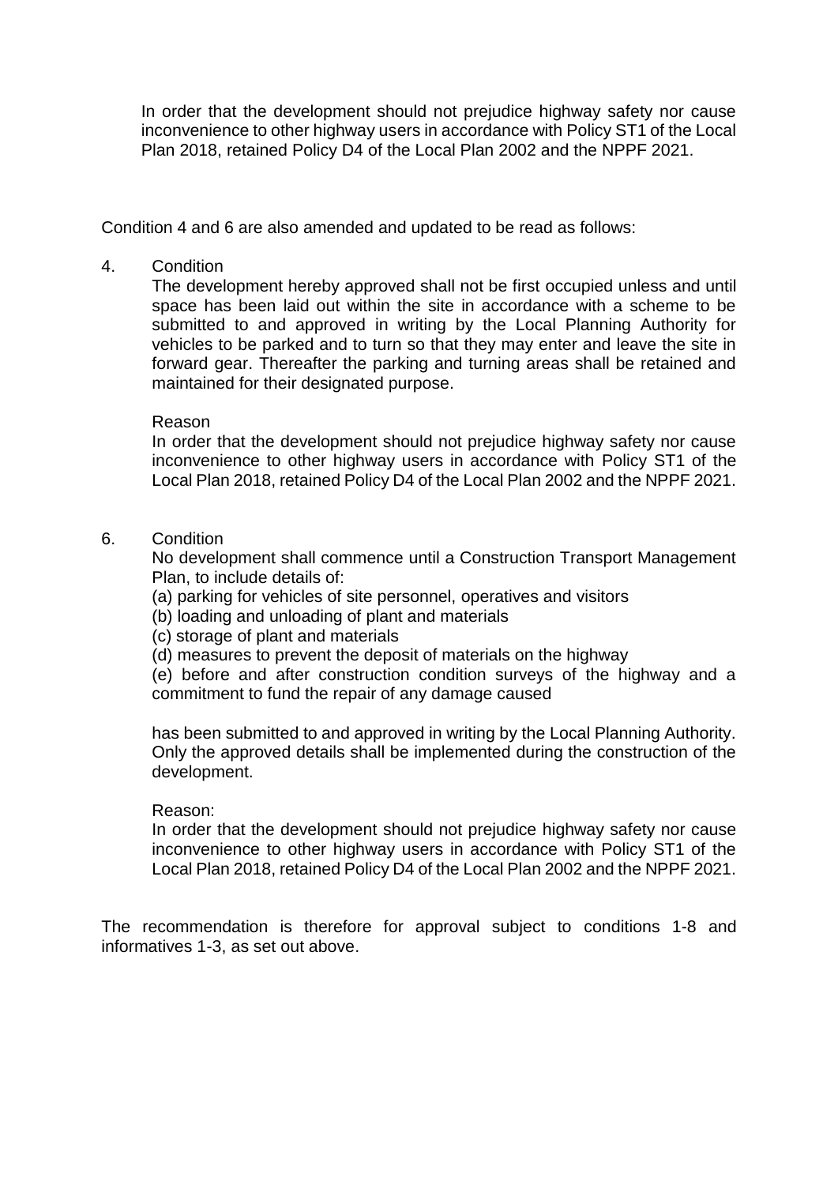In order that the development should not prejudice highway safety nor cause inconvenience to other highway users in accordance with Policy ST1 of the Local Plan 2018, retained Policy D4 of the Local Plan 2002 and the NPPF 2021.

Condition 4 and 6 are also amended and updated to be read as follows:

4. Condition

   The development hereby approved shall not be first occupied unless and until space has been laid out within the site in accordance with a scheme to be submitted to and approved in writing by the Local Planning Authority for vehicles to be parked and to turn so that they may enter and leave the site in forward gear. Thereafter the parking and turning areas shall be retained and maintained for their designated purpose.

   Reason

   In order that the development should not prejudice highway safety nor cause inconvenience to other highway users in accordance with Policy ST1 of the Local Plan 2018, retained Policy D4 of the Local Plan 2002 and the NPPF 2021.

6. Condition

   No development shall commence until a Construction Transport Management Plan, to include details of:

   (a) parking for vehicles of site personnel, operatives and visitors

   (b) loading and unloading of plant and materials

   (c) storage of plant and materials

   (d) measures to prevent the deposit of materials on the highway

   (e) before and after construction condition surveys of the highway and a commitment to fund the repair of any damage caused

   has been submitted to and approved in writing by the Local Planning Authority. Only the approved details shall be implemented during the construction of the development.

   Reason:

   In order that the development should not prejudice highway safety nor cause inconvenience to other highway users in accordance with Policy ST1 of the Local Plan 2018, retained Policy D4 of the Local Plan 2002 and the NPPF 2021.

The recommendation is therefore for approval subject to conditions 1-8 and informatives 1-3, as set out above.